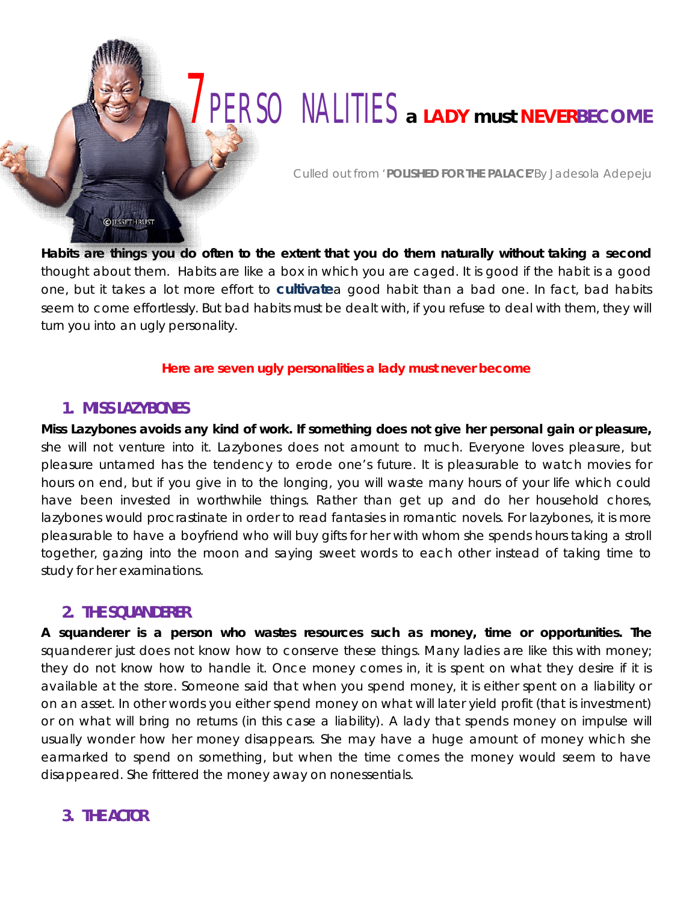# 7 PERSONALITIES a LADY must NEVER BECOME

Culled out from '**POLISHED FOR THE PALACE**' By Jadesola Adepeju

**Habits are things you do often to the extent that you do them naturally without taking a second** thought about them. Habits are like a box in which you are caged. It is good if the habit is a good one, but it takes a lot more effort to **cultivate** a good habit than a bad one. In fact, bad habits seem to come effortlessly. But bad habits must be dealt with, if you refuse to deal with them, they will turn you into an ugly personality.

**Here are seven ugly personalities a lady must never become**

## 1. MISS LAZYBONES

**Miss Lazybones avoids any kind of work. If something does not give her personal gain or pleasure,** she will not venture into it. Lazybones does not amount to much. Everyone loves pleasure, but pleasure untamed has the tendency to erode one's future. It is pleasurable to watch movies for hours on end, but if you give in to the longing, you will waste many hours of your life which could have been invested in worthwhile things. Rather than get up and do her household chores, lazybones would procrastinate in order to read fantasies in romantic novels. For lazybones, it is more pleasurable to have a boyfriend who will buy gifts for her with whom she spends hours taking a stroll together, gazing into the moon and saying sweet words to each other instead of taking time to study for her examinations.

## 2. THE SQUANDERER

**A squanderer is a person who wastes resources such as money, time or opportunities. The** squanderer just does not know how to conserve these things. Many ladies are like this with money; they do not know how to handle it. Once money comes in, it is spent on what they desire if it is available at the store. Someone said that when you spend money, it is either spent on a liability or on an asset. In other words you either spend money on what will later yield profit (that is investment) or on what will bring no returns (in this case a liability). A lady that spends money on impulse will usually wonder how her money disappears. She may have a huge amount of money which she earmarked to spend on something, but when the time comes the money would seem to have disappeared. She frittered the money away on nonessentials.

## 3. THE ACTOR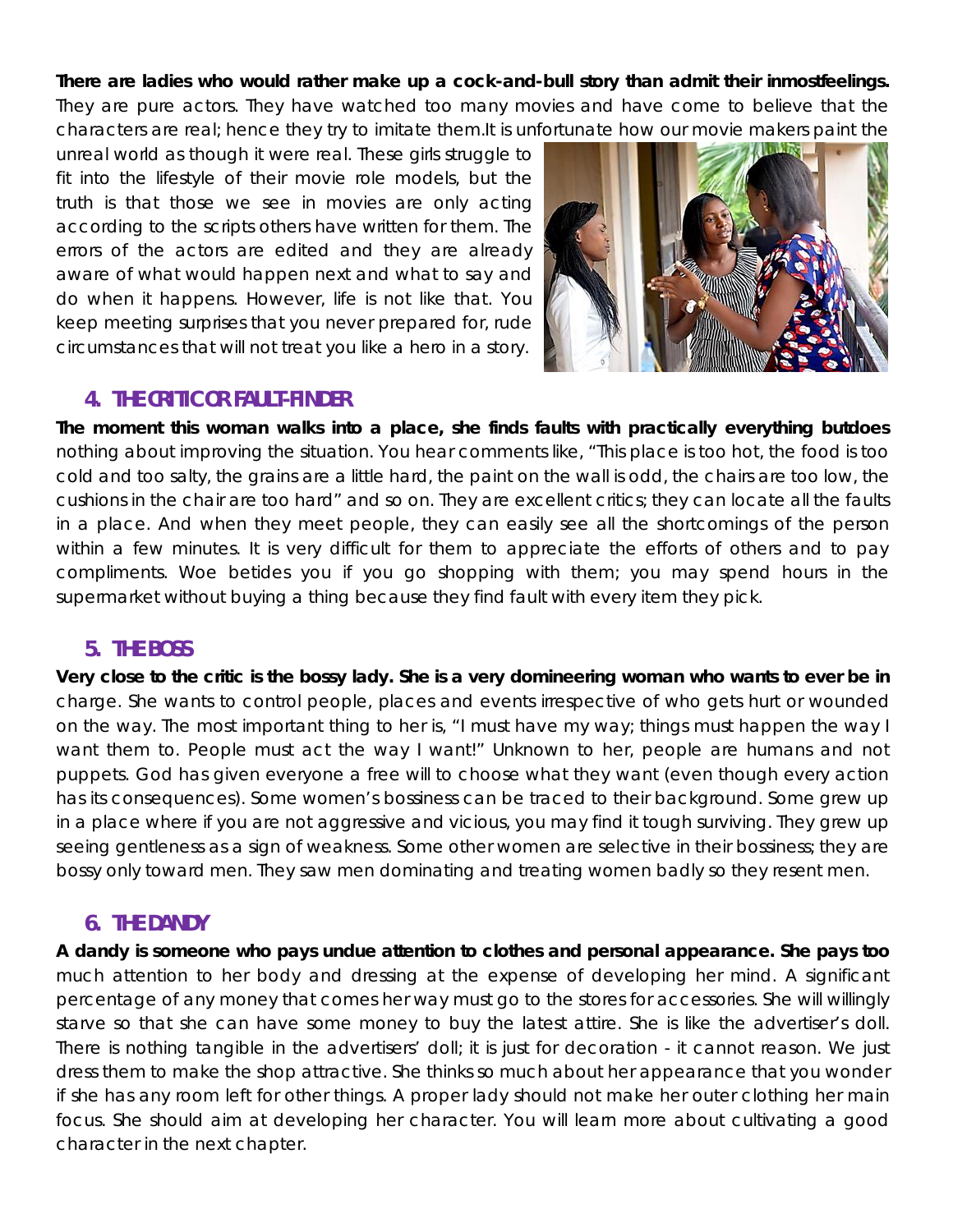**There are ladies who would rather make up a cock-and-bull story than admit their inmostfeelings.** They are pure actors. They have watched too many movies and have come to believe that the characters are real; hence they try to imitate them.It is unfortunate how our movie makers paint the unreal world as though it were real. These girls struggle to fit into the lifestyle of their movie role models, but the truth is that those we see in movies are only acting according to the scripts others have written for them. The errors of the actors are edited and they are already aware of what would happen next and what to say and do when it happens. However, life is not like that. You keep meeting surprises that you never prepared for, rude circumstances that will not treat you like a hero in a story.

## 4. THE CRITIC OR FAULT-FINDER

**The moment this woman walks into a place, she finds faults with practically everything butdoes** nothing about improving the situation. You hear comments like, "This place is too hot, the food is too cold and too salty, the grains are a little hard, the paint on the wall is odd, the chairs are too low, the cushions in the chair are too hard" and so on. They are excellent critics; they can locate all the faults in a place. And when they meet people, they can easily see all the shortcomings of the person within a few minutes. It is very difficult for them to appreciate the efforts of others and to pay compliments. Woe betides you if you go shopping with them; you may spend hours in the supermarket without buying a thing because they find fault with every item they pick.

## 5. THE BOSS

**Very close to the critic is the bossy lady. She is a very domineering woman who wants to ever be in** charge. She wants to control people, places and events irrespective of who gets hurt or wounded on the way. The most important thing to her is, "I must have my way; things must happen the way I want them to. People must act the way I want!" Unknown to her, people are humans and not puppets. God has given everyone a free will to choose what they want (even though every action has its consequences). Some women's bossiness can be traced to their background. Some grew up in a place where if you are not aggressive and vicious, you may find it tough surviving. They grew up seeing gentleness as a sign of weakness. Some other women are selective in their bossiness; they are bossy only toward men. They saw men dominating and treating women badly so they resent men.

## 6. THE DANDY

**A dandy is someone who pays undue attention to clothes and personal appearance. She pays too** much attention to her body and dressing at the expense of developing her mind. A significant percentage of any money that comes her way must go to the stores for accessories. She will willingly starve so that she can have some money to buy the latest attire. She is like the advertiser's doll. There is nothing tangible in the advertisers' doll; it is just for decoration - it cannot reason. We just dress them to make the shop attractive. She thinks so much about her appearance that you wonder if she has any room left for other things. A proper lady should not make her outer clothing her main focus. She should aim at developing her character. You will learn more about cultivating a good character in the next chapter.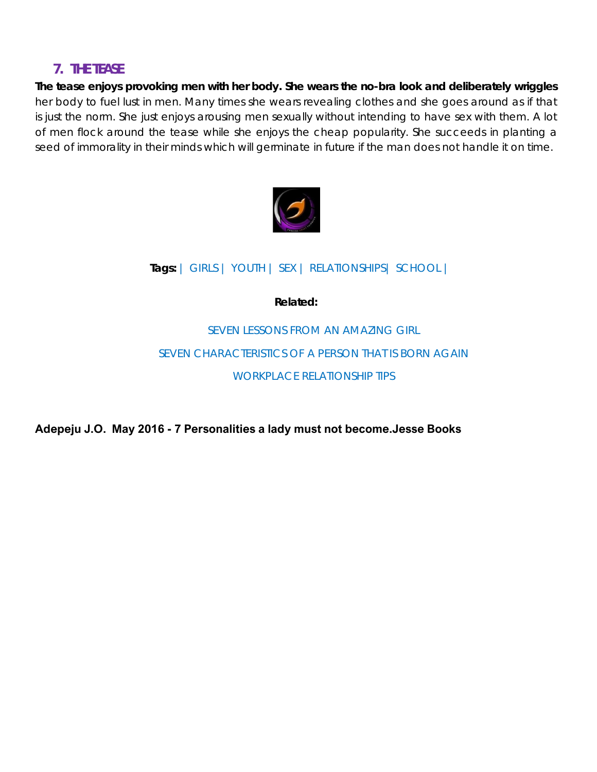## 7. THE TEASE

**The tease enjoys provoking men with her body. She wears the no-bra look and deliberately wriggles** her body to fuel lust in men. Many times she wears revealing clothes and she goes around as if that is just the norm. She just enjoys arousing men sexually without intending to have sex with them. A lot of men flock around the tease while she enjoys the cheap popularity. She succeeds in planting a seed of immorality in their minds which will germinate in future if the man does not handle it on time.

**Tags:** | GIRLS | YOUTH | SEX | RELATIONSHIPS| SCHOOL |

**Related:**

SEVEN LESSONS FROM AN AMAZING GIRL

SEVEN CHARACTERISTICS OF A PERSON THAT IS BORN AGAIN

WORKPLACE RELATIONSHIP TIPS

**Adepeju J.O. May 2016 - 7 Personalities a lady must not become.Jesse Books**